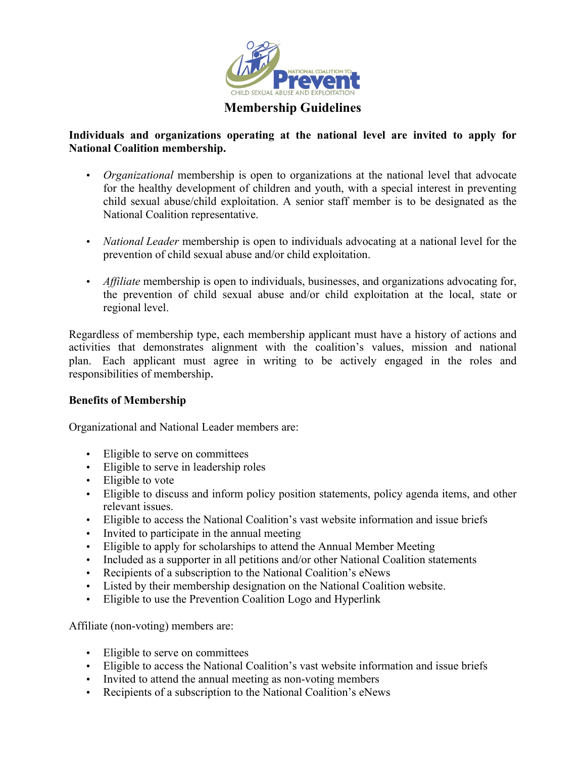# Membership Guidelines

**Individuals and organizations operating at the national level are invited to apply for National Coalition membership.**

- *Organizational* membership is open to organizations at the national level that advocate for the healthy development of children and youth, with a special interest in preventing child sexual abuse/child exploitation. A senior staff member is to be designated as the National Coalition representative.

- *National Leader* membership is open to individuals advocating at a national level for the prevention of child sexual abuse and/or child exploitation.

- *Affiliate* membership is open to individuals, businesses, and organizations advocating for, the prevention of child sexual abuse and/or child exploitation at the local, state or regional level.

Regardless of membership type, each membership applicant must have a history of actions and activities that demonstrates alignment with the coalition's values, mission and national plan. Each applicant must agree in writing to be actively engaged in the roles and responsibilities of membership.

**Benefits of Membership**

Organizational and National Leader members are:

- Eligible to serve on committees
- Eligible to serve in leadership roles
- Eligible to vote
- Eligible to discuss and inform policy position statements, policy agenda items, and other relevant issues.
- Eligible to access the National Coalition's vast website information and issue briefs
- Invited to participate in the annual meeting
- Eligible to apply for scholarships to attend the Annual Member Meeting
- Included as a supporter in all petitions and/or other National Coalition statements
- Recipients of a subscription to the National Coalition's eNews
- Listed by their membership designation on the National Coalition website.
- Eligible to use the Prevention Coalition Logo and Hyperlink

Affiliate (non-voting) members are:

- Eligible to serve on committees
- Eligible to access the National Coalition's vast website information and issue briefs
- Invited to attend the annual meeting as non-voting members
- Recipients of a subscription to the National Coalition's eNews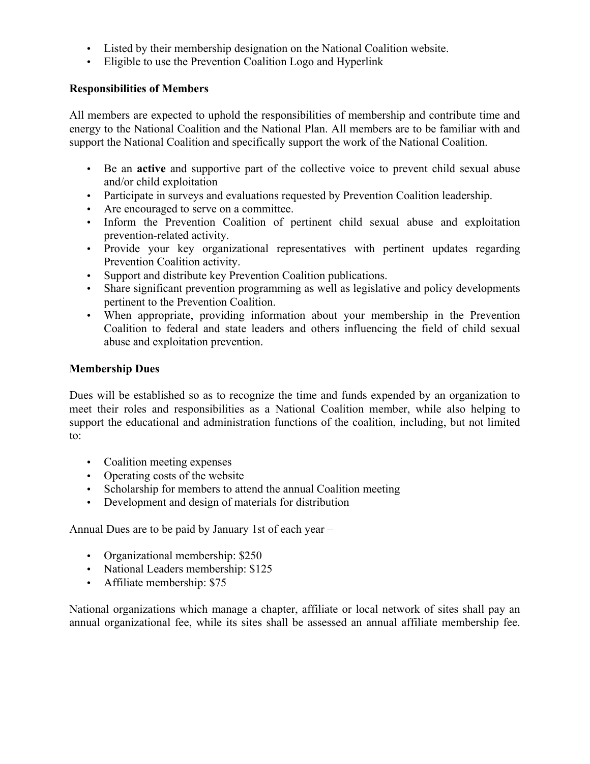- Listed by their membership designation on the National Coalition website.
- Eligible to use the Prevention Coalition Logo and Hyperlink

**Responsibilities of Members**

All members are expected to uphold the responsibilities of membership and contribute time and energy to the National Coalition and the National Plan. All members are to be familiar with and support the National Coalition and specifically support the work of the National Coalition.

- Be an **active** and supportive part of the collective voice to prevent child sexual abuse and/or child exploitation
- Participate in surveys and evaluations requested by Prevention Coalition leadership.
- Are encouraged to serve on a committee.
- Inform the Prevention Coalition of pertinent child sexual abuse and exploitation prevention-related activity.
- Provide your key organizational representatives with pertinent updates regarding Prevention Coalition activity.
- Support and distribute key Prevention Coalition publications.
- Share significant prevention programming as well as legislative and policy developments pertinent to the Prevention Coalition.
- When appropriate, providing information about your membership in the Prevention Coalition to federal and state leaders and others influencing the field of child sexual abuse and exploitation prevention.

**Membership Dues**

Dues will be established so as to recognize the time and funds expended by an organization to meet their roles and responsibilities as a National Coalition member, while also helping to support the educational and administration functions of the coalition, including, but not limited to:

- Coalition meeting expenses
- Operating costs of the website
- Scholarship for members to attend the annual Coalition meeting
- Development and design of materials for distribution

Annual Dues are to be paid by January 1st of each year –

- Organizational membership: $250
- National Leaders membership: $125
- Affiliate membership: $75

National organizations which manage a chapter, affiliate or local network of sites shall pay an annual organizational fee, while its sites shall be assessed an annual affiliate membership fee.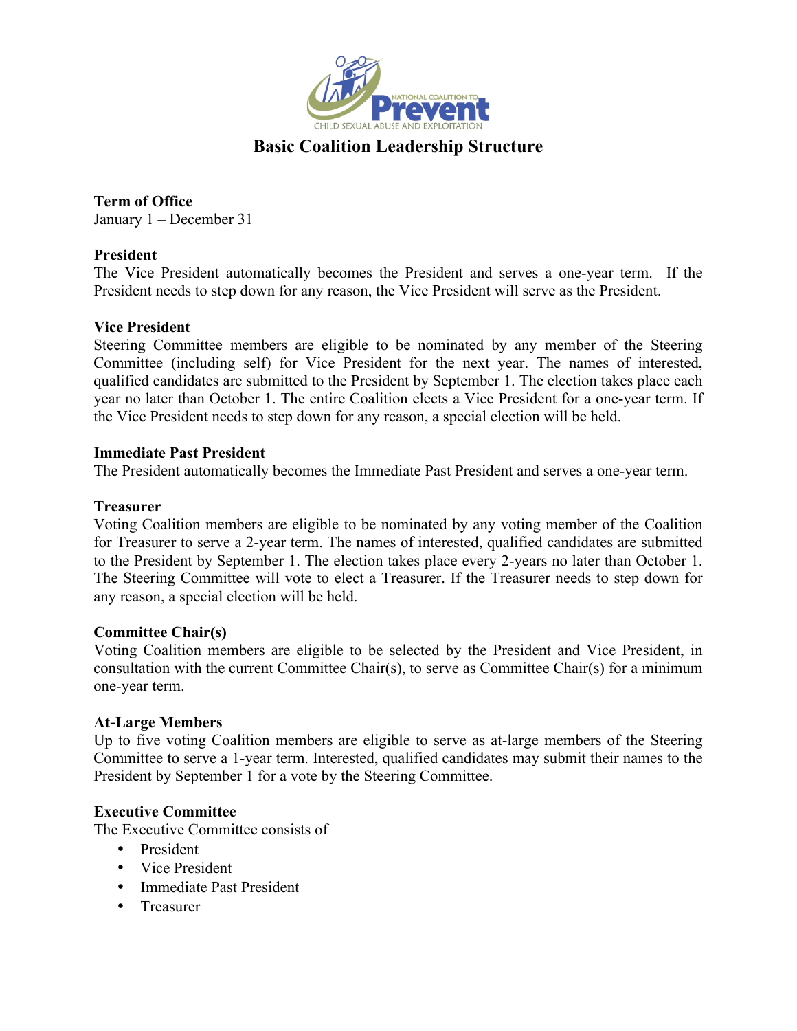# Basic Coalition Leadership Structure

**Term of Office**
January 1 – December 31

**President**
The Vice President automatically becomes the President and serves a one-year term. If the President needs to step down for any reason, the Vice President will serve as the President.

**Vice President**
Steering Committee members are eligible to be nominated by any member of the Steering Committee (including self) for Vice President for the next year. The names of interested, qualified candidates are submitted to the President by September 1. The election takes place each year no later than October 1. The entire Coalition elects a Vice President for a one-year term. If the Vice President needs to step down for any reason, a special election will be held.

**Immediate Past President**
The President automatically becomes the Immediate Past President and serves a one-year term.

**Treasurer**
Voting Coalition members are eligible to be nominated by any voting member of the Coalition for Treasurer to serve a 2-year term. The names of interested, qualified candidates are submitted to the President by September 1. The election takes place every 2-years no later than October 1. The Steering Committee will vote to elect a Treasurer. If the Treasurer needs to step down for any reason, a special election will be held.

**Committee Chair(s)**
Voting Coalition members are eligible to be selected by the President and Vice President, in consultation with the current Committee Chair(s), to serve as Committee Chair(s) for a minimum one-year term.

**At-Large Members**
Up to five voting Coalition members are eligible to serve as at-large members of the Steering Committee to serve a 1-year term. Interested, qualified candidates may submit their names to the President by September 1 for a vote by the Steering Committee.

**Executive Committee**
The Executive Committee consists of

- President
- Vice President
- Immediate Past President
- Treasurer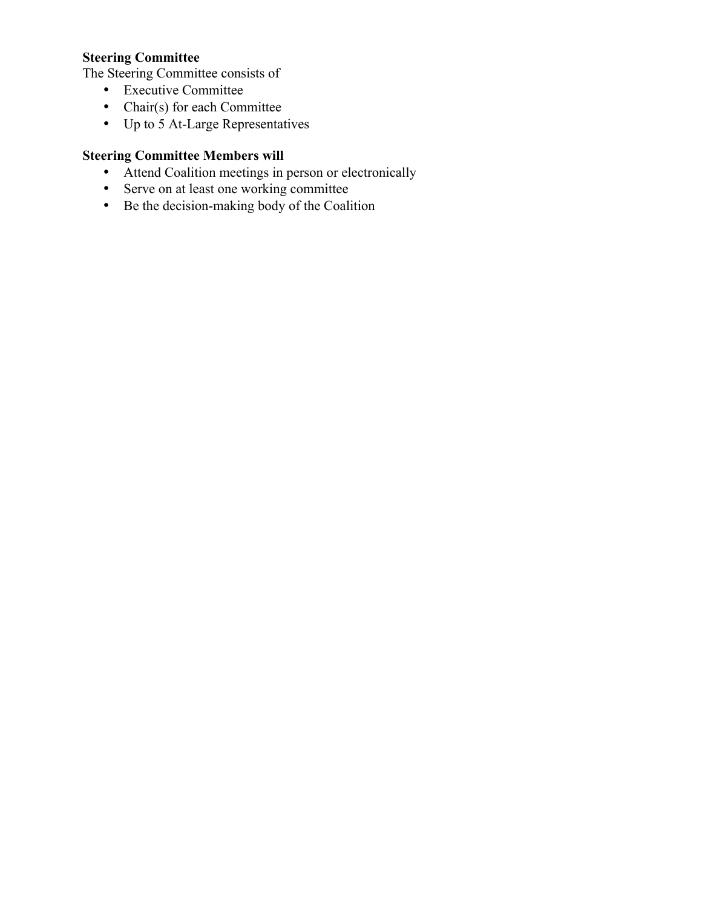**Steering Committee**

The Steering Committee consists of

- Executive Committee
- Chair(s) for each Committee
- Up to 5 At-Large Representatives

**Steering Committee Members will**

- Attend Coalition meetings in person or electronically
- Serve on at least one working committee
- Be the decision-making body of the Coalition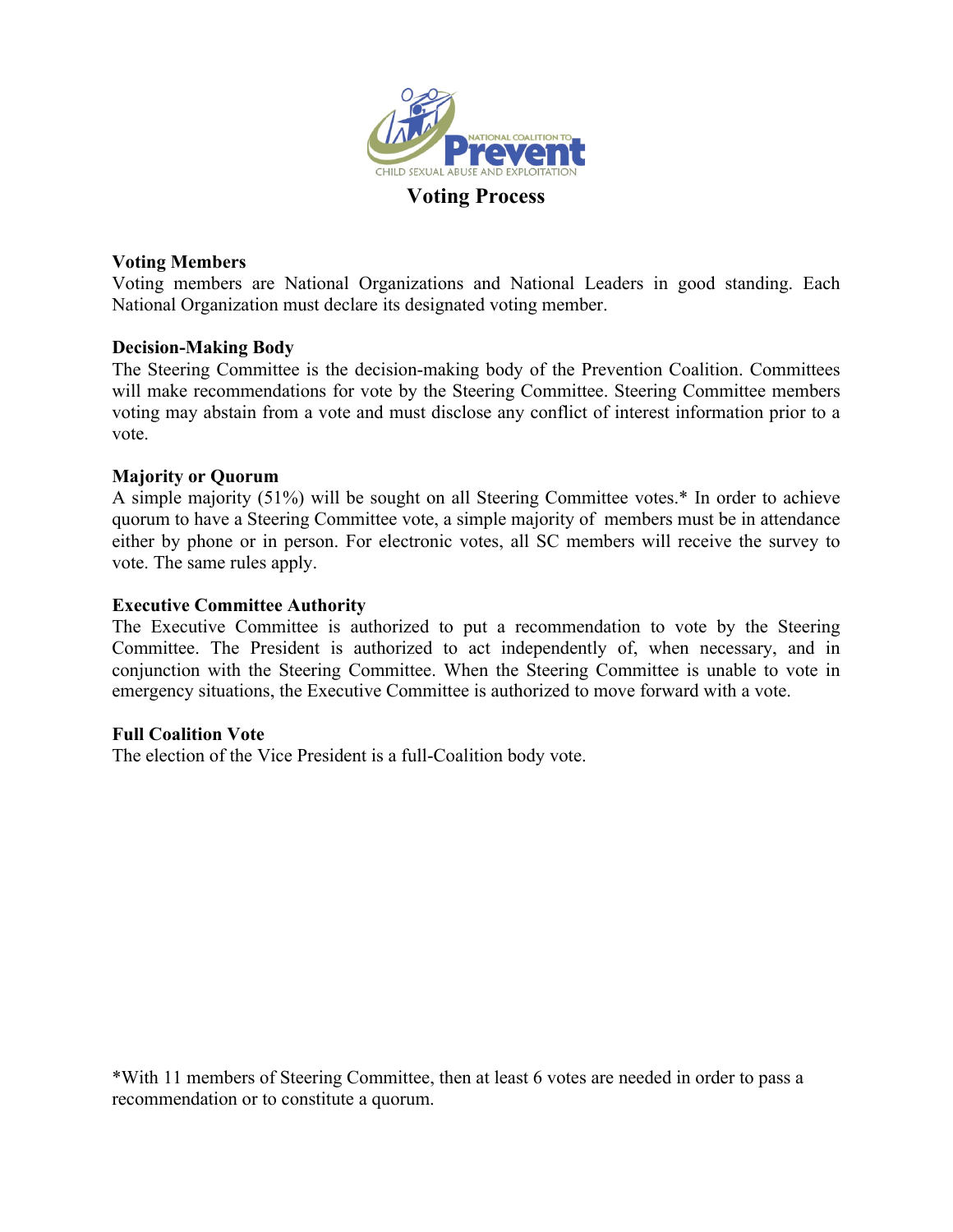# Voting Process

**Voting Members**
Voting members are National Organizations and National Leaders in good standing. Each National Organization must declare its designated voting member.

**Decision-Making Body**
The Steering Committee is the decision-making body of the Prevention Coalition. Committees will make recommendations for vote by the Steering Committee. Steering Committee members voting may abstain from a vote and must disclose any conflict of interest information prior to a vote.

**Majority or Quorum**
A simple majority (51%) will be sought on all Steering Committee votes.* In order to achieve quorum to have a Steering Committee vote, a simple majority of members must be in attendance either by phone or in person. For electronic votes, all SC members will receive the survey to vote. The same rules apply.

**Executive Committee Authority**
The Executive Committee is authorized to put a recommendation to vote by the Steering Committee. The President is authorized to act independently of, when necessary, and in conjunction with the Steering Committee. When the Steering Committee is unable to vote in emergency situations, the Executive Committee is authorized to move forward with a vote.

**Full Coalition Vote**
The election of the Vice President is a full-Coalition body vote.

*With 11 members of Steering Committee, then at least 6 votes are needed in order to pass a recommendation or to constitute a quorum.